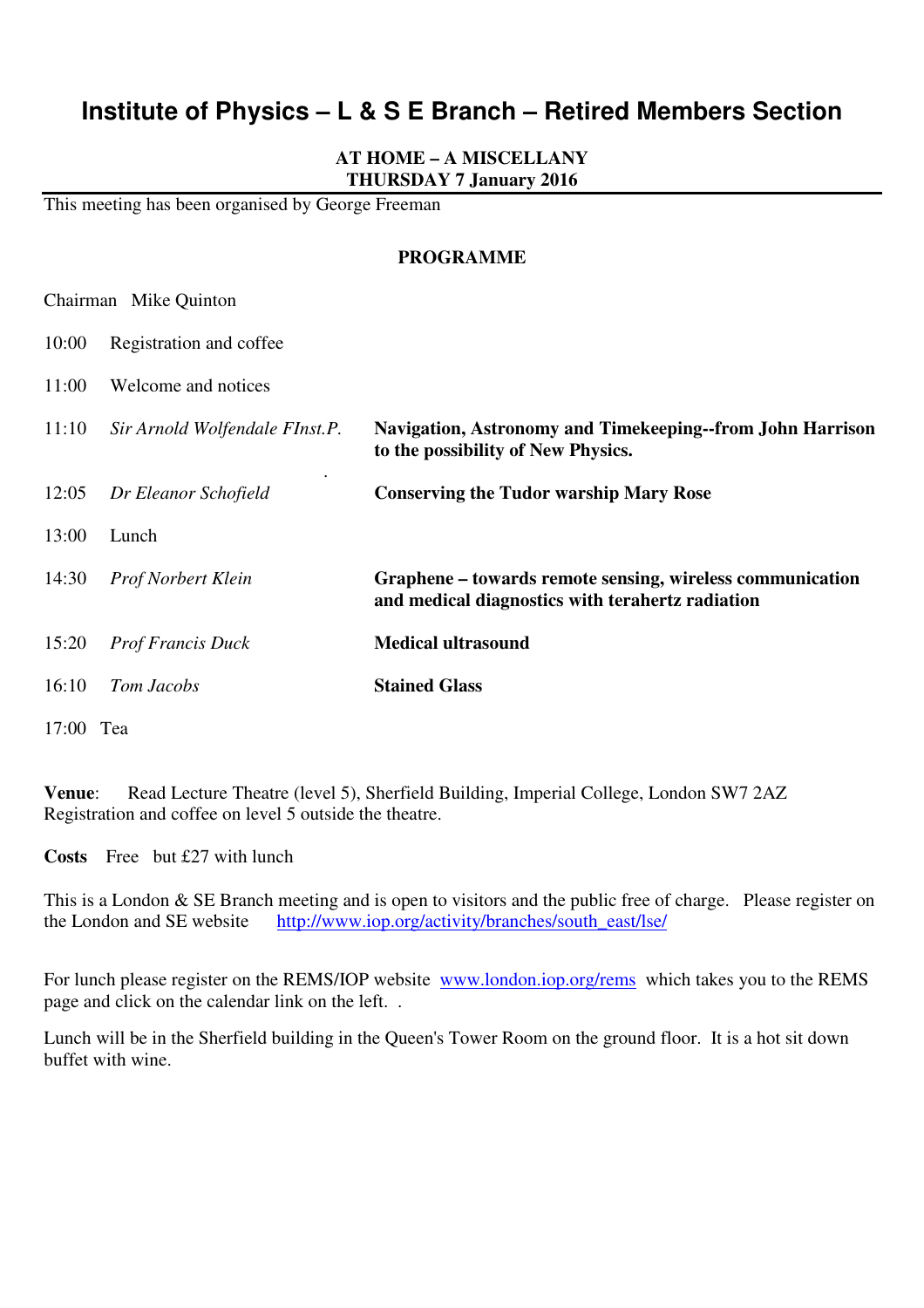# Institute of Physics – L & S E Branch – Retired Members Section

**AT HOME – A MISCELLANY**
**THURSDAY 7 January 2016**

This meeting has been organised by George Freeman

**PROGRAMME**

Chairman Mike Quinton

| | | |
|---|---|---|
| 10:00 | Registration and coffee | |
| 11:00 | Welcome and notices | |
| 11:10 | *Sir Arnold Wolfendale FInst.P.* | **Navigation, Astronomy and Timekeeping--from John Harrison to the possibility of New Physics.** |
| 12:05 | *Dr Eleanor Schofield* | **Conserving the Tudor warship Mary Rose** |
| 13:00 | Lunch | |
| 14:30 | *Prof Norbert Klein* | **Graphene – towards remote sensing, wireless communication and medical diagnostics with terahertz radiation** |
| 15:20 | *Prof Francis Duck* | **Medical ultrasound** |
| 16:10 | *Tom Jacobs* | **Stained Glass** |
| 17:00 | Tea | |

**Venue**: Read Lecture Theatre (level 5), Sherfield Building, Imperial College, London SW7 2AZ
Registration and coffee on level 5 outside the theatre.

**Costs** Free but £27 with lunch

This is a London & SE Branch meeting and is open to visitors and the public free of charge. Please register on the London and SE website http://www.iop.org/activity/branches/south_east/lse/

For lunch please register on the REMS/IOP website www.london.iop.org/rems which takes you to the REMS page and click on the calendar link on the left. .

Lunch will be in the Sherfield building in the Queen's Tower Room on the ground floor. It is a hot sit down buffet with wine.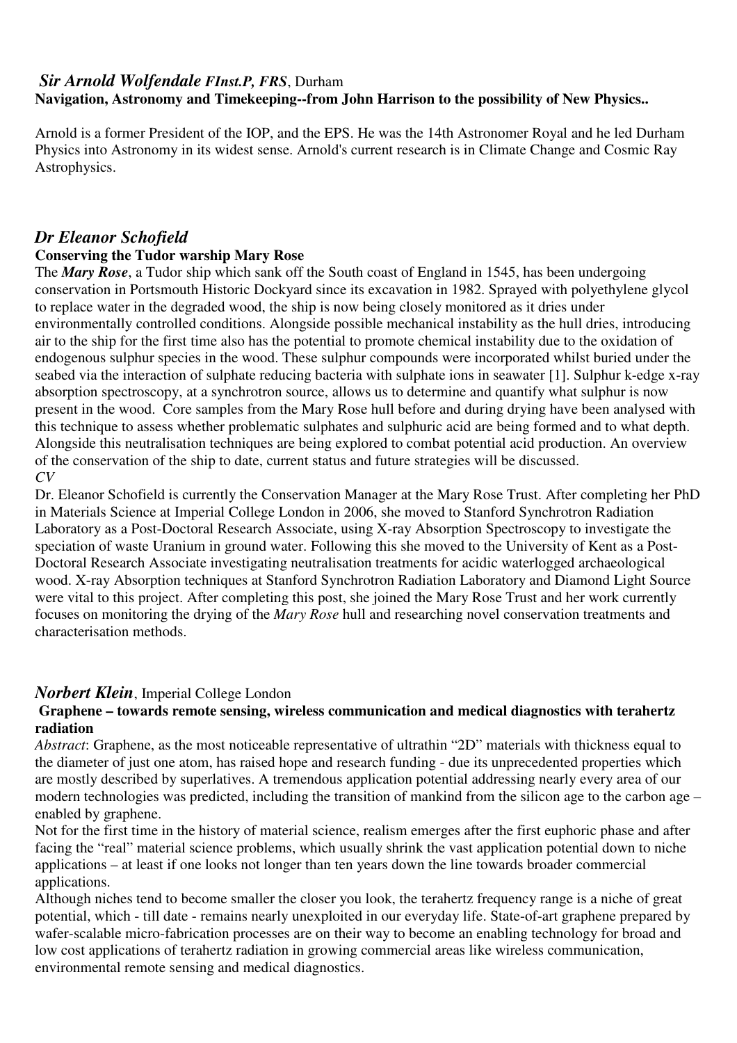## *Sir Arnold Wolfendale FInst.P, FRS*, Durham

**Navigation, Astronomy and Timekeeping--from John Harrison to the possibility of New Physics..**

Arnold is a former President of the IOP, and the EPS. He was the 14th Astronomer Royal and he led Durham Physics into Astronomy in its widest sense. Arnold's current research is in Climate Change and Cosmic Ray Astrophysics.

## *Dr Eleanor Schofield*

**Conserving the Tudor warship Mary Rose**

The ***Mary Rose***, a Tudor ship which sank off the South coast of England in 1545, has been undergoing conservation in Portsmouth Historic Dockyard since its excavation in 1982. Sprayed with polyethylene glycol to replace water in the degraded wood, the ship is now being closely monitored as it dries under environmentally controlled conditions. Alongside possible mechanical instability as the hull dries, introducing air to the ship for the first time also has the potential to promote chemical instability due to the oxidation of endogenous sulphur species in the wood. These sulphur compounds were incorporated whilst buried under the seabed via the interaction of sulphate reducing bacteria with sulphate ions in seawater [1]. Sulphur k-edge x-ray absorption spectroscopy, at a synchrotron source, allows us to determine and quantify what sulphur is now present in the wood. Core samples from the Mary Rose hull before and during drying have been analysed with this technique to assess whether problematic sulphates and sulphuric acid are being formed and to what depth. Alongside this neutralisation techniques are being explored to combat potential acid production. An overview of the conservation of the ship to date, current status and future strategies will be discussed.

*CV*

Dr. Eleanor Schofield is currently the Conservation Manager at the Mary Rose Trust. After completing her PhD in Materials Science at Imperial College London in 2006, she moved to Stanford Synchrotron Radiation Laboratory as a Post-Doctoral Research Associate, using X-ray Absorption Spectroscopy to investigate the speciation of waste Uranium in ground water. Following this she moved to the University of Kent as a Post-Doctoral Research Associate investigating neutralisation treatments for acidic waterlogged archaeological wood. X-ray Absorption techniques at Stanford Synchrotron Radiation Laboratory and Diamond Light Source were vital to this project. After completing this post, she joined the Mary Rose Trust and her work currently focuses on monitoring the drying of the *Mary Rose* hull and researching novel conservation treatments and characterisation methods.

## *Norbert Klein*, Imperial College London

**Graphene – towards remote sensing, wireless communication and medical diagnostics with terahertz radiation**

*Abstract*: Graphene, as the most noticeable representative of ultrathin "2D" materials with thickness equal to the diameter of just one atom, has raised hope and research funding - due its unprecedented properties which are mostly described by superlatives. A tremendous application potential addressing nearly every area of our modern technologies was predicted, including the transition of mankind from the silicon age to the carbon age – enabled by graphene.

Not for the first time in the history of material science, realism emerges after the first euphoric phase and after facing the "real" material science problems, which usually shrink the vast application potential down to niche applications – at least if one looks not longer than ten years down the line towards broader commercial applications.

Although niches tend to become smaller the closer you look, the terahertz frequency range is a niche of great potential, which - till date - remains nearly unexploited in our everyday life. State-of-art graphene prepared by wafer-scalable micro-fabrication processes are on their way to become an enabling technology for broad and low cost applications of terahertz radiation in growing commercial areas like wireless communication, environmental remote sensing and medical diagnostics.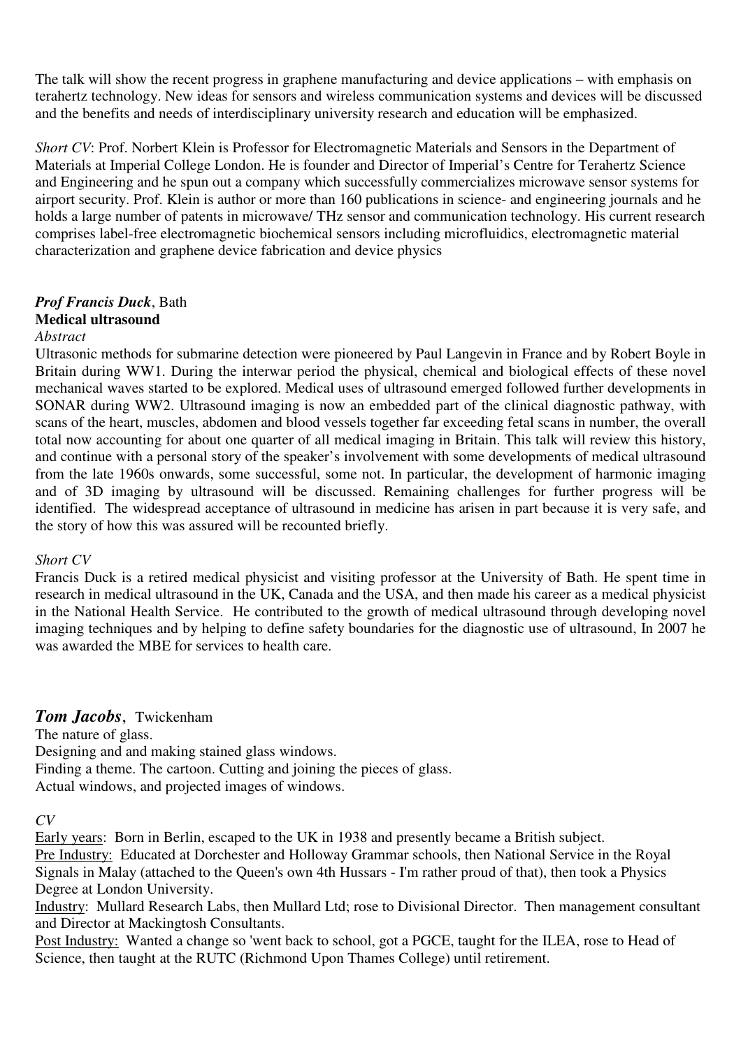The talk will show the recent progress in graphene manufacturing and device applications – with emphasis on terahertz technology. New ideas for sensors and wireless communication systems and devices will be discussed and the benefits and needs of interdisciplinary university research and education will be emphasized.

*Short CV*: Prof. Norbert Klein is Professor for Electromagnetic Materials and Sensors in the Department of Materials at Imperial College London. He is founder and Director of Imperial's Centre for Terahertz Science and Engineering and he spun out a company which successfully commercializes microwave sensor systems for airport security. Prof. Klein is author or more than 160 publications in science- and engineering journals and he holds a large number of patents in microwave/ THz sensor and communication technology. His current research comprises label-free electromagnetic biochemical sensors including microfluidics, electromagnetic material characterization and graphene device fabrication and device physics

***Prof Francis Duck***, Bath
**Medical ultrasound**
*Abstract*
Ultrasonic methods for submarine detection were pioneered by Paul Langevin in France and by Robert Boyle in Britain during WW1. During the interwar period the physical, chemical and biological effects of these novel mechanical waves started to be explored. Medical uses of ultrasound emerged followed further developments in SONAR during WW2. Ultrasound imaging is now an embedded part of the clinical diagnostic pathway, with scans of the heart, muscles, abdomen and blood vessels together far exceeding fetal scans in number, the overall total now accounting for about one quarter of all medical imaging in Britain. This talk will review this history, and continue with a personal story of the speaker's involvement with some developments of medical ultrasound from the late 1960s onwards, some successful, some not. In particular, the development of harmonic imaging and of 3D imaging by ultrasound will be discussed. Remaining challenges for further progress will be identified. The widespread acceptance of ultrasound in medicine has arisen in part because it is very safe, and the story of how this was assured will be recounted briefly.

*Short CV*
Francis Duck is a retired medical physicist and visiting professor at the University of Bath. He spent time in research in medical ultrasound in the UK, Canada and the USA, and then made his career as a medical physicist in the National Health Service. He contributed to the growth of medical ultrasound through developing novel imaging techniques and by helping to define safety boundaries for the diagnostic use of ultrasound, In 2007 he was awarded the MBE for services to health care.

***Tom Jacobs***, Twickenham
The nature of glass.
Designing and and making stained glass windows.
Finding a theme. The cartoon. Cutting and joining the pieces of glass.
Actual windows, and projected images of windows.

*CV*
Early years: Born in Berlin, escaped to the UK in 1938 and presently became a British subject.
Pre Industry: Educated at Dorchester and Holloway Grammar schools, then National Service in the Royal Signals in Malay (attached to the Queen's own 4th Hussars - I'm rather proud of that), then took a Physics Degree at London University.
Industry: Mullard Research Labs, then Mullard Ltd; rose to Divisional Director. Then management consultant and Director at Mackingtosh Consultants.
Post Industry: Wanted a change so 'went back to school, got a PGCE, taught for the ILEA, rose to Head of Science, then taught at the RUTC (Richmond Upon Thames College) until retirement.